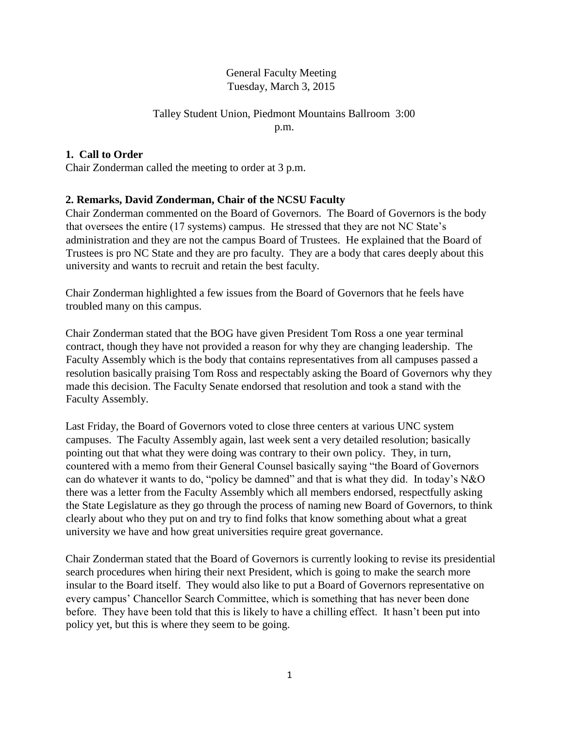General Faculty Meeting
Tuesday, March 3, 2015

Talley Student Union, Piedmont Mountains Ballroom 3:00 p.m.

**1. Call to Order**

Chair Zonderman called the meeting to order at 3 p.m.

**2. Remarks, David Zonderman, Chair of the NCSU Faculty**

Chair Zonderman commented on the Board of Governors. The Board of Governors is the body that oversees the entire (17 systems) campus. He stressed that they are not NC State's administration and they are not the campus Board of Trustees. He explained that the Board of Trustees is pro NC State and they are pro faculty. They are a body that cares deeply about this university and wants to recruit and retain the best faculty.

Chair Zonderman highlighted a few issues from the Board of Governors that he feels have troubled many on this campus.

Chair Zonderman stated that the BOG have given President Tom Ross a one year terminal contract, though they have not provided a reason for why they are changing leadership. The Faculty Assembly which is the body that contains representatives from all campuses passed a resolution basically praising Tom Ross and respectably asking the Board of Governors why they made this decision. The Faculty Senate endorsed that resolution and took a stand with the Faculty Assembly.

Last Friday, the Board of Governors voted to close three centers at various UNC system campuses. The Faculty Assembly again, last week sent a very detailed resolution; basically pointing out that what they were doing was contrary to their own policy. They, in turn, countered with a memo from their General Counsel basically saying "the Board of Governors can do whatever it wants to do, "policy be damned" and that is what they did. In today's N&O there was a letter from the Faculty Assembly which all members endorsed, respectfully asking the State Legislature as they go through the process of naming new Board of Governors, to think clearly about who they put on and try to find folks that know something about what a great university we have and how great universities require great governance.

Chair Zonderman stated that the Board of Governors is currently looking to revise its presidential search procedures when hiring their next President, which is going to make the search more insular to the Board itself. They would also like to put a Board of Governors representative on every campus' Chancellor Search Committee, which is something that has never been done before. They have been told that this is likely to have a chilling effect. It hasn't been put into policy yet, but this is where they seem to be going.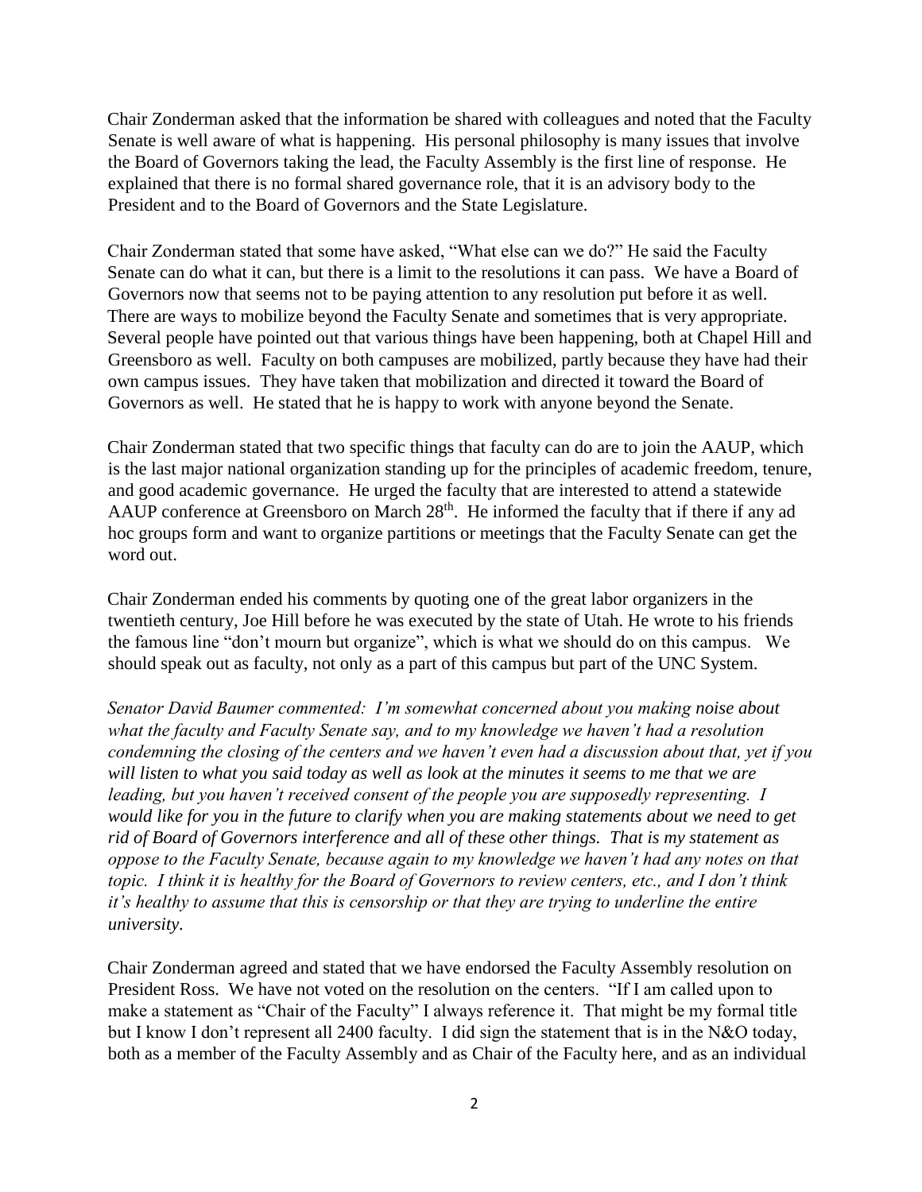Chair Zonderman asked that the information be shared with colleagues and noted that the Faculty Senate is well aware of what is happening. His personal philosophy is many issues that involve the Board of Governors taking the lead, the Faculty Assembly is the first line of response. He explained that there is no formal shared governance role, that it is an advisory body to the President and to the Board of Governors and the State Legislature.

Chair Zonderman stated that some have asked, "What else can we do?" He said the Faculty Senate can do what it can, but there is a limit to the resolutions it can pass. We have a Board of Governors now that seems not to be paying attention to any resolution put before it as well. There are ways to mobilize beyond the Faculty Senate and sometimes that is very appropriate. Several people have pointed out that various things have been happening, both at Chapel Hill and Greensboro as well. Faculty on both campuses are mobilized, partly because they have had their own campus issues. They have taken that mobilization and directed it toward the Board of Governors as well. He stated that he is happy to work with anyone beyond the Senate.

Chair Zonderman stated that two specific things that faculty can do are to join the AAUP, which is the last major national organization standing up for the principles of academic freedom, tenure, and good academic governance. He urged the faculty that are interested to attend a statewide AAUP conference at Greensboro on March 28th. He informed the faculty that if there if any ad hoc groups form and want to organize partitions or meetings that the Faculty Senate can get the word out.

Chair Zonderman ended his comments by quoting one of the great labor organizers in the twentieth century, Joe Hill before he was executed by the state of Utah. He wrote to his friends the famous line "don't mourn but organize", which is what we should do on this campus. We should speak out as faculty, not only as a part of this campus but part of the UNC System.

*Senator David Baumer commented: I'm somewhat concerned about you making noise about what the faculty and Faculty Senate say, and to my knowledge we haven't had a resolution condemning the closing of the centers and we haven't even had a discussion about that, yet if you will listen to what you said today as well as look at the minutes it seems to me that we are leading, but you haven't received consent of the people you are supposedly representing. I would like for you in the future to clarify when you are making statements about we need to get rid of Board of Governors interference and all of these other things. That is my statement as oppose to the Faculty Senate, because again to my knowledge we haven't had any notes on that topic. I think it is healthy for the Board of Governors to review centers, etc., and I don't think it's healthy to assume that this is censorship or that they are trying to underline the entire university.*

Chair Zonderman agreed and stated that we have endorsed the Faculty Assembly resolution on President Ross. We have not voted on the resolution on the centers. "If I am called upon to make a statement as "Chair of the Faculty" I always reference it. That might be my formal title but I know I don't represent all 2400 faculty. I did sign the statement that is in the N&O today, both as a member of the Faculty Assembly and as Chair of the Faculty here, and as an individual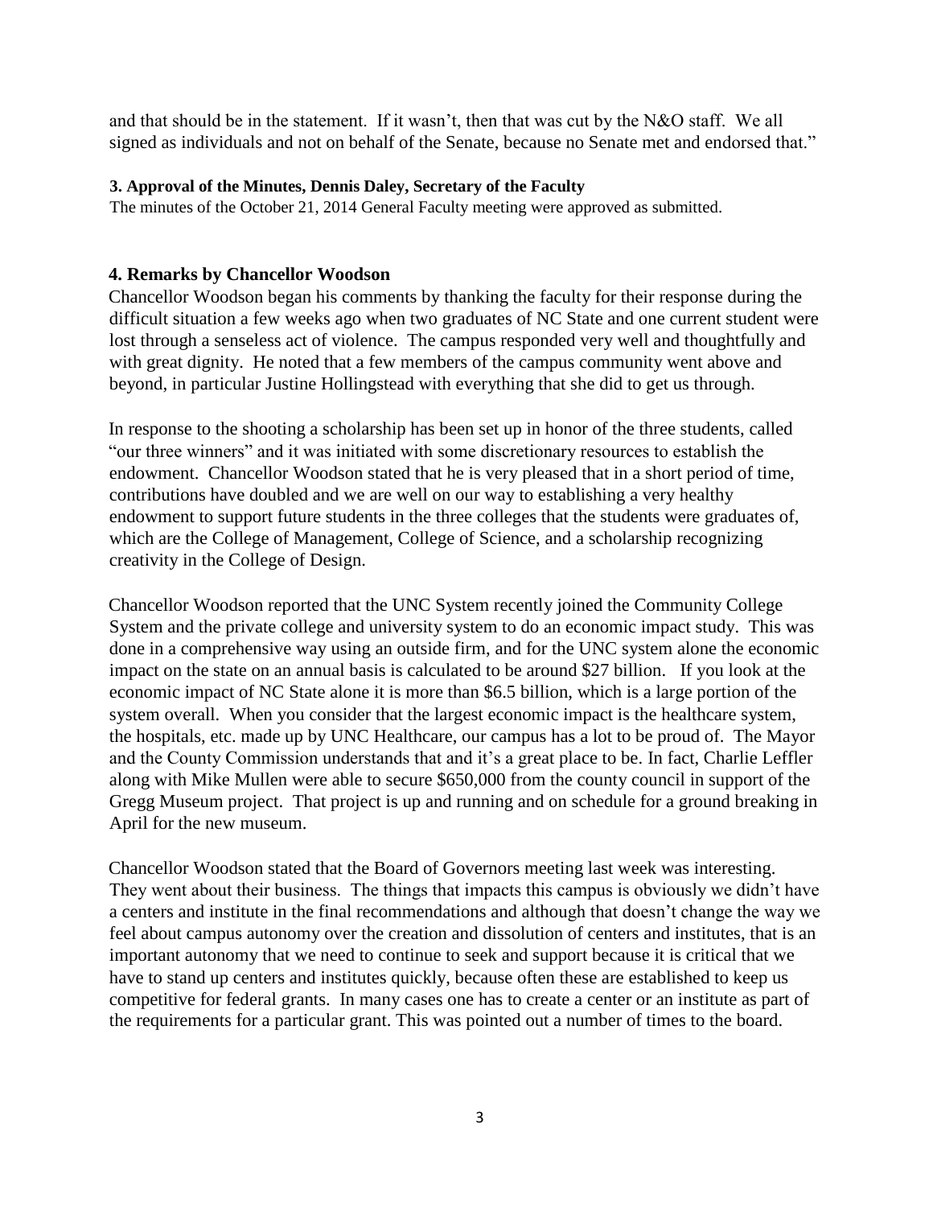and that should be in the statement. If it wasn't, then that was cut by the N&O staff. We all signed as individuals and not on behalf of the Senate, because no Senate met and endorsed that."

**3. Approval of the Minutes, Dennis Daley, Secretary of the Faculty**

The minutes of the October 21, 2014 General Faculty meeting were approved as submitted.

**4. Remarks by Chancellor Woodson**

Chancellor Woodson began his comments by thanking the faculty for their response during the difficult situation a few weeks ago when two graduates of NC State and one current student were lost through a senseless act of violence. The campus responded very well and thoughtfully and with great dignity. He noted that a few members of the campus community went above and beyond, in particular Justine Hollingstead with everything that she did to get us through.

In response to the shooting a scholarship has been set up in honor of the three students, called "our three winners" and it was initiated with some discretionary resources to establish the endowment. Chancellor Woodson stated that he is very pleased that in a short period of time, contributions have doubled and we are well on our way to establishing a very healthy endowment to support future students in the three colleges that the students were graduates of, which are the College of Management, College of Science, and a scholarship recognizing creativity in the College of Design.

Chancellor Woodson reported that the UNC System recently joined the Community College System and the private college and university system to do an economic impact study. This was done in a comprehensive way using an outside firm, and for the UNC system alone the economic impact on the state on an annual basis is calculated to be around $27 billion. If you look at the economic impact of NC State alone it is more than $6.5 billion, which is a large portion of the system overall. When you consider that the largest economic impact is the healthcare system, the hospitals, etc. made up by UNC Healthcare, our campus has a lot to be proud of. The Mayor and the County Commission understands that and it's a great place to be. In fact, Charlie Leffler along with Mike Mullen were able to secure $650,000 from the county council in support of the Gregg Museum project. That project is up and running and on schedule for a ground breaking in April for the new museum.

Chancellor Woodson stated that the Board of Governors meeting last week was interesting. They went about their business. The things that impacts this campus is obviously we didn't have a centers and institute in the final recommendations and although that doesn't change the way we feel about campus autonomy over the creation and dissolution of centers and institutes, that is an important autonomy that we need to continue to seek and support because it is critical that we have to stand up centers and institutes quickly, because often these are established to keep us competitive for federal grants. In many cases one has to create a center or an institute as part of the requirements for a particular grant. This was pointed out a number of times to the board.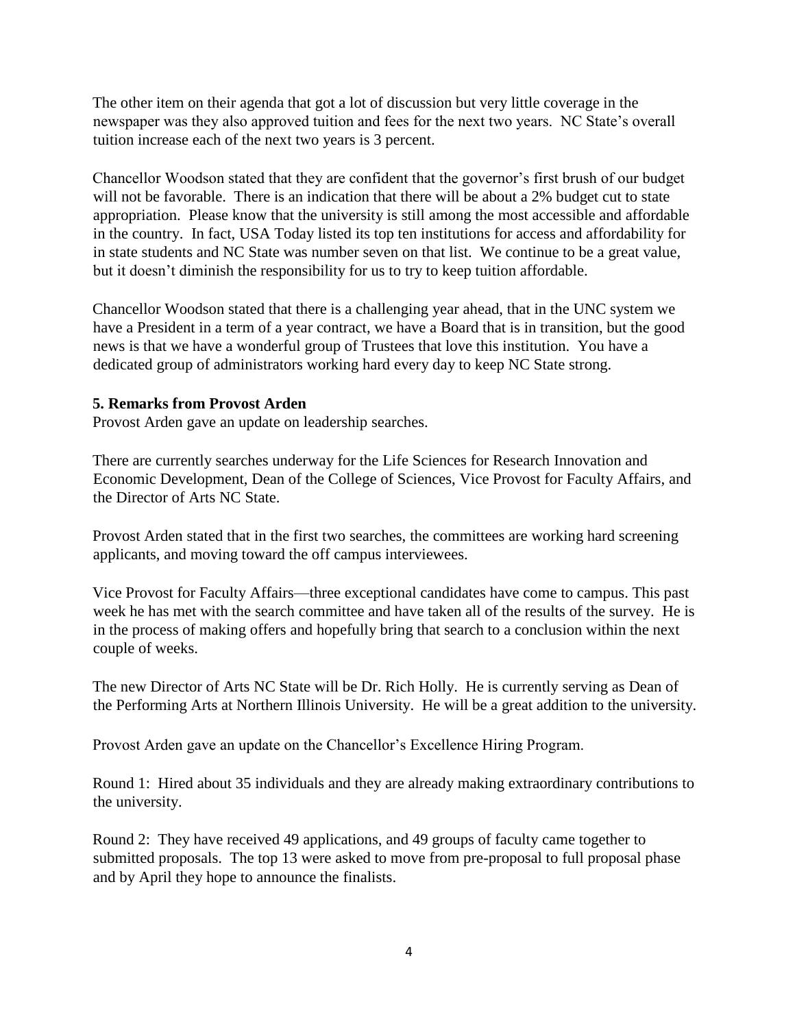The other item on their agenda that got a lot of discussion but very little coverage in the newspaper was they also approved tuition and fees for the next two years. NC State's overall tuition increase each of the next two years is 3 percent.

Chancellor Woodson stated that they are confident that the governor's first brush of our budget will not be favorable. There is an indication that there will be about a 2% budget cut to state appropriation. Please know that the university is still among the most accessible and affordable in the country. In fact, USA Today listed its top ten institutions for access and affordability for in state students and NC State was number seven on that list. We continue to be a great value, but it doesn't diminish the responsibility for us to try to keep tuition affordable.

Chancellor Woodson stated that there is a challenging year ahead, that in the UNC system we have a President in a term of a year contract, we have a Board that is in transition, but the good news is that we have a wonderful group of Trustees that love this institution. You have a dedicated group of administrators working hard every day to keep NC State strong.

**5. Remarks from Provost Arden**

Provost Arden gave an update on leadership searches.

There are currently searches underway for the Life Sciences for Research Innovation and Economic Development, Dean of the College of Sciences, Vice Provost for Faculty Affairs, and the Director of Arts NC State.

Provost Arden stated that in the first two searches, the committees are working hard screening applicants, and moving toward the off campus interviewees.

Vice Provost for Faculty Affairs—three exceptional candidates have come to campus. This past week he has met with the search committee and have taken all of the results of the survey. He is in the process of making offers and hopefully bring that search to a conclusion within the next couple of weeks.

The new Director of Arts NC State will be Dr. Rich Holly. He is currently serving as Dean of the Performing Arts at Northern Illinois University. He will be a great addition to the university.

Provost Arden gave an update on the Chancellor's Excellence Hiring Program.

Round 1: Hired about 35 individuals and they are already making extraordinary contributions to the university.

Round 2: They have received 49 applications, and 49 groups of faculty came together to submitted proposals. The top 13 were asked to move from pre-proposal to full proposal phase and by April they hope to announce the finalists.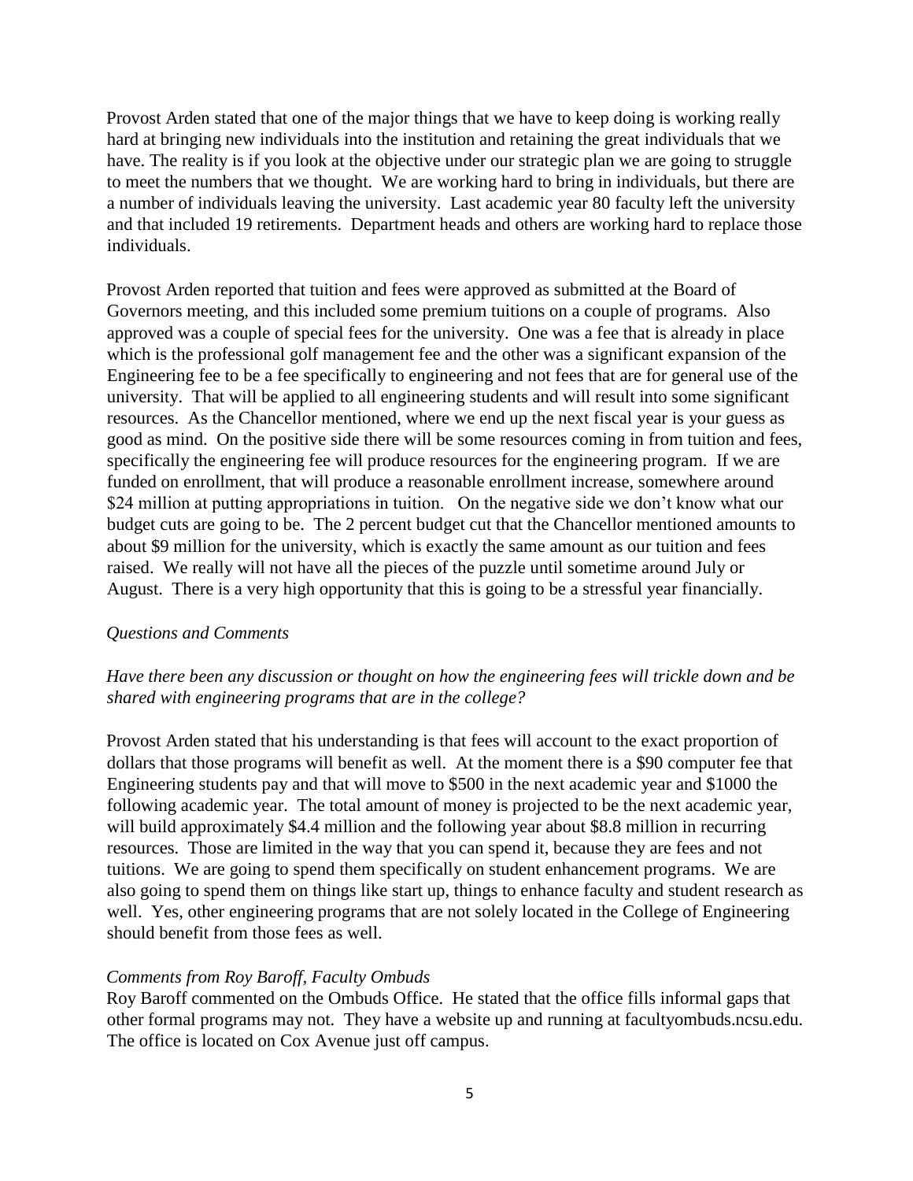Provost Arden stated that one of the major things that we have to keep doing is working really hard at bringing new individuals into the institution and retaining the great individuals that we have. The reality is if you look at the objective under our strategic plan we are going to struggle to meet the numbers that we thought. We are working hard to bring in individuals, but there are a number of individuals leaving the university. Last academic year 80 faculty left the university and that included 19 retirements. Department heads and others are working hard to replace those individuals.

Provost Arden reported that tuition and fees were approved as submitted at the Board of Governors meeting, and this included some premium tuitions on a couple of programs. Also approved was a couple of special fees for the university. One was a fee that is already in place which is the professional golf management fee and the other was a significant expansion of the Engineering fee to be a fee specifically to engineering and not fees that are for general use of the university. That will be applied to all engineering students and will result into some significant resources. As the Chancellor mentioned, where we end up the next fiscal year is your guess as good as mind. On the positive side there will be some resources coming in from tuition and fees, specifically the engineering fee will produce resources for the engineering program. If we are funded on enrollment, that will produce a reasonable enrollment increase, somewhere around $24 million at putting appropriations in tuition. On the negative side we don't know what our budget cuts are going to be. The 2 percent budget cut that the Chancellor mentioned amounts to about $9 million for the university, which is exactly the same amount as our tuition and fees raised. We really will not have all the pieces of the puzzle until sometime around July or August. There is a very high opportunity that this is going to be a stressful year financially.

*Questions and Comments*

*Have there been any discussion or thought on how the engineering fees will trickle down and be shared with engineering programs that are in the college?*

Provost Arden stated that his understanding is that fees will account to the exact proportion of dollars that those programs will benefit as well. At the moment there is a $90 computer fee that Engineering students pay and that will move to $500 in the next academic year and $1000 the following academic year. The total amount of money is projected to be the next academic year, will build approximately $4.4 million and the following year about $8.8 million in recurring resources. Those are limited in the way that you can spend it, because they are fees and not tuitions. We are going to spend them specifically on student enhancement programs. We are also going to spend them on things like start up, things to enhance faculty and student research as well. Yes, other engineering programs that are not solely located in the College of Engineering should benefit from those fees as well.

*Comments from Roy Baroff, Faculty Ombuds*

Roy Baroff commented on the Ombuds Office. He stated that the office fills informal gaps that other formal programs may not. They have a website up and running at facultyombuds.ncsu.edu. The office is located on Cox Avenue just off campus.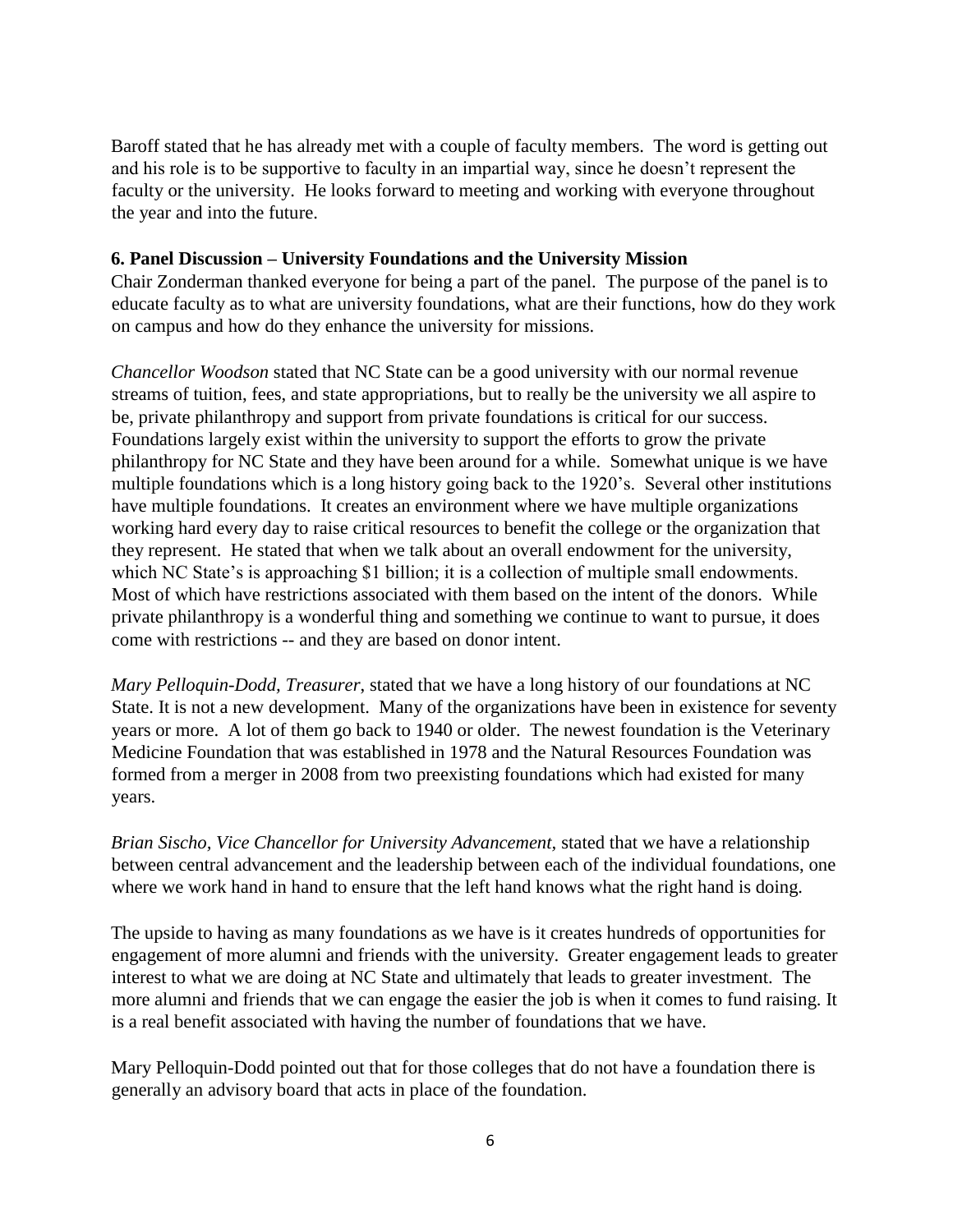Baroff stated that he has already met with a couple of faculty members. The word is getting out and his role is to be supportive to faculty in an impartial way, since he doesn't represent the faculty or the university. He looks forward to meeting and working with everyone throughout the year and into the future.

**6. Panel Discussion – University Foundations and the University Mission**

Chair Zonderman thanked everyone for being a part of the panel. The purpose of the panel is to educate faculty as to what are university foundations, what are their functions, how do they work on campus and how do they enhance the university for missions.

*Chancellor Woodson* stated that NC State can be a good university with our normal revenue streams of tuition, fees, and state appropriations, but to really be the university we all aspire to be, private philanthropy and support from private foundations is critical for our success. Foundations largely exist within the university to support the efforts to grow the private philanthropy for NC State and they have been around for a while. Somewhat unique is we have multiple foundations which is a long history going back to the 1920's. Several other institutions have multiple foundations. It creates an environment where we have multiple organizations working hard every day to raise critical resources to benefit the college or the organization that they represent. He stated that when we talk about an overall endowment for the university, which NC State's is approaching $1 billion; it is a collection of multiple small endowments. Most of which have restrictions associated with them based on the intent of the donors. While private philanthropy is a wonderful thing and something we continue to want to pursue, it does come with restrictions -- and they are based on donor intent.

*Mary Pelloquin-Dodd, Treasurer*, stated that we have a long history of our foundations at NC State. It is not a new development. Many of the organizations have been in existence for seventy years or more. A lot of them go back to 1940 or older. The newest foundation is the Veterinary Medicine Foundation that was established in 1978 and the Natural Resources Foundation was formed from a merger in 2008 from two preexisting foundations which had existed for many years.

*Brian Sischo, Vice Chancellor for University Advancement*, stated that we have a relationship between central advancement and the leadership between each of the individual foundations, one where we work hand in hand to ensure that the left hand knows what the right hand is doing.

The upside to having as many foundations as we have is it creates hundreds of opportunities for engagement of more alumni and friends with the university. Greater engagement leads to greater interest to what we are doing at NC State and ultimately that leads to greater investment. The more alumni and friends that we can engage the easier the job is when it comes to fund raising. It is a real benefit associated with having the number of foundations that we have.

Mary Pelloquin-Dodd pointed out that for those colleges that do not have a foundation there is generally an advisory board that acts in place of the foundation.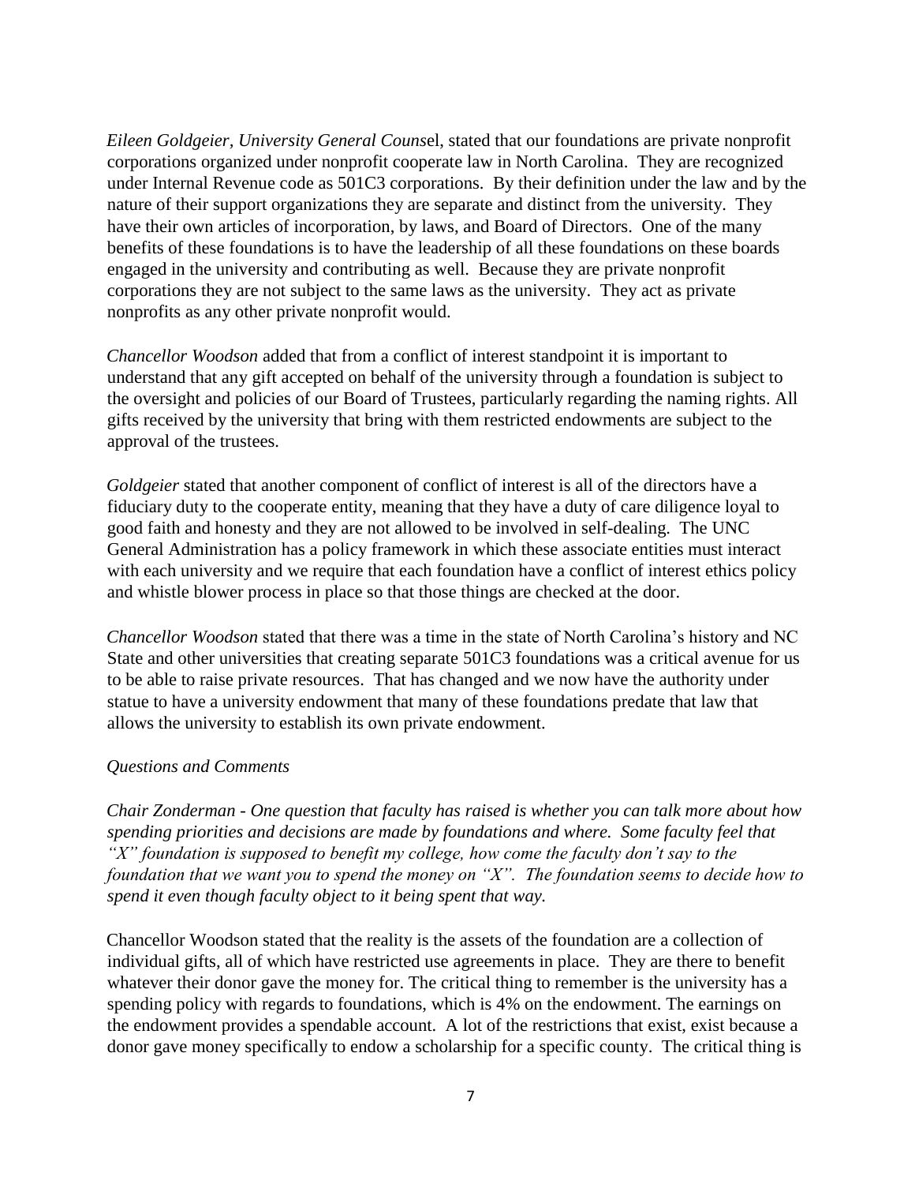*Eileen Goldgeier, University General Couns*el, stated that our foundations are private nonprofit corporations organized under nonprofit cooperate law in North Carolina. They are recognized under Internal Revenue code as 501C3 corporations. By their definition under the law and by the nature of their support organizations they are separate and distinct from the university. They have their own articles of incorporation, by laws, and Board of Directors. One of the many benefits of these foundations is to have the leadership of all these foundations on these boards engaged in the university and contributing as well. Because they are private nonprofit corporations they are not subject to the same laws as the university. They act as private nonprofits as any other private nonprofit would.

*Chancellor Woodson* added that from a conflict of interest standpoint it is important to understand that any gift accepted on behalf of the university through a foundation is subject to the oversight and policies of our Board of Trustees, particularly regarding the naming rights. All gifts received by the university that bring with them restricted endowments are subject to the approval of the trustees.

*Goldgeier* stated that another component of conflict of interest is all of the directors have a fiduciary duty to the cooperate entity, meaning that they have a duty of care diligence loyal to good faith and honesty and they are not allowed to be involved in self-dealing. The UNC General Administration has a policy framework in which these associate entities must interact with each university and we require that each foundation have a conflict of interest ethics policy and whistle blower process in place so that those things are checked at the door.

*Chancellor Woodson* stated that there was a time in the state of North Carolina's history and NC State and other universities that creating separate 501C3 foundations was a critical avenue for us to be able to raise private resources. That has changed and we now have the authority under statue to have a university endowment that many of these foundations predate that law that allows the university to establish its own private endowment.

*Questions and Comments*

*Chair Zonderman - One question that faculty has raised is whether you can talk more about how spending priorities and decisions are made by foundations and where. Some faculty feel that "X" foundation is supposed to benefit my college, how come the faculty don't say to the foundation that we want you to spend the money on "X". The foundation seems to decide how to spend it even though faculty object to it being spent that way.*

Chancellor Woodson stated that the reality is the assets of the foundation are a collection of individual gifts, all of which have restricted use agreements in place. They are there to benefit whatever their donor gave the money for. The critical thing to remember is the university has a spending policy with regards to foundations, which is 4% on the endowment. The earnings on the endowment provides a spendable account. A lot of the restrictions that exist, exist because a donor gave money specifically to endow a scholarship for a specific county. The critical thing is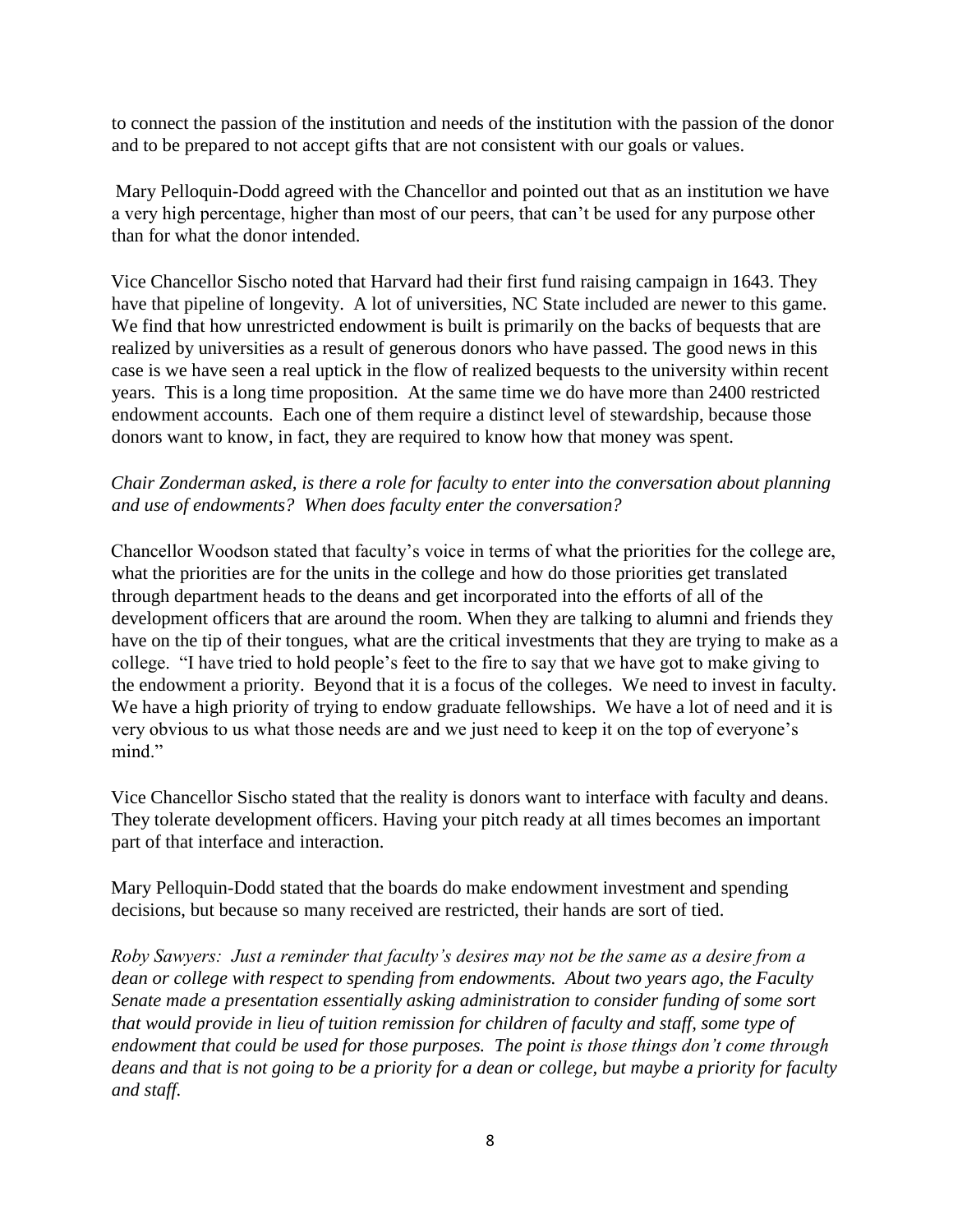to connect the passion of the institution and needs of the institution with the passion of the donor and to be prepared to not accept gifts that are not consistent with our goals or values.

Mary Pelloquin-Dodd agreed with the Chancellor and pointed out that as an institution we have a very high percentage, higher than most of our peers, that can't be used for any purpose other than for what the donor intended.

Vice Chancellor Sischo noted that Harvard had their first fund raising campaign in 1643. They have that pipeline of longevity. A lot of universities, NC State included are newer to this game. We find that how unrestricted endowment is built is primarily on the backs of bequests that are realized by universities as a result of generous donors who have passed. The good news in this case is we have seen a real uptick in the flow of realized bequests to the university within recent years. This is a long time proposition. At the same time we do have more than 2400 restricted endowment accounts. Each one of them require a distinct level of stewardship, because those donors want to know, in fact, they are required to know how that money was spent.

*Chair Zonderman asked, is there a role for faculty to enter into the conversation about planning and use of endowments? When does faculty enter the conversation?*

Chancellor Woodson stated that faculty's voice in terms of what the priorities for the college are, what the priorities are for the units in the college and how do those priorities get translated through department heads to the deans and get incorporated into the efforts of all of the development officers that are around the room. When they are talking to alumni and friends they have on the tip of their tongues, what are the critical investments that they are trying to make as a college. "I have tried to hold people's feet to the fire to say that we have got to make giving to the endowment a priority. Beyond that it is a focus of the colleges. We need to invest in faculty. We have a high priority of trying to endow graduate fellowships. We have a lot of need and it is very obvious to us what those needs are and we just need to keep it on the top of everyone's mind."

Vice Chancellor Sischo stated that the reality is donors want to interface with faculty and deans. They tolerate development officers. Having your pitch ready at all times becomes an important part of that interface and interaction.

Mary Pelloquin-Dodd stated that the boards do make endowment investment and spending decisions, but because so many received are restricted, their hands are sort of tied.

*Roby Sawyers: Just a reminder that faculty's desires may not be the same as a desire from a dean or college with respect to spending from endowments. About two years ago, the Faculty Senate made a presentation essentially asking administration to consider funding of some sort that would provide in lieu of tuition remission for children of faculty and staff, some type of endowment that could be used for those purposes. The point is those things don't come through deans and that is not going to be a priority for a dean or college, but maybe a priority for faculty and staff.*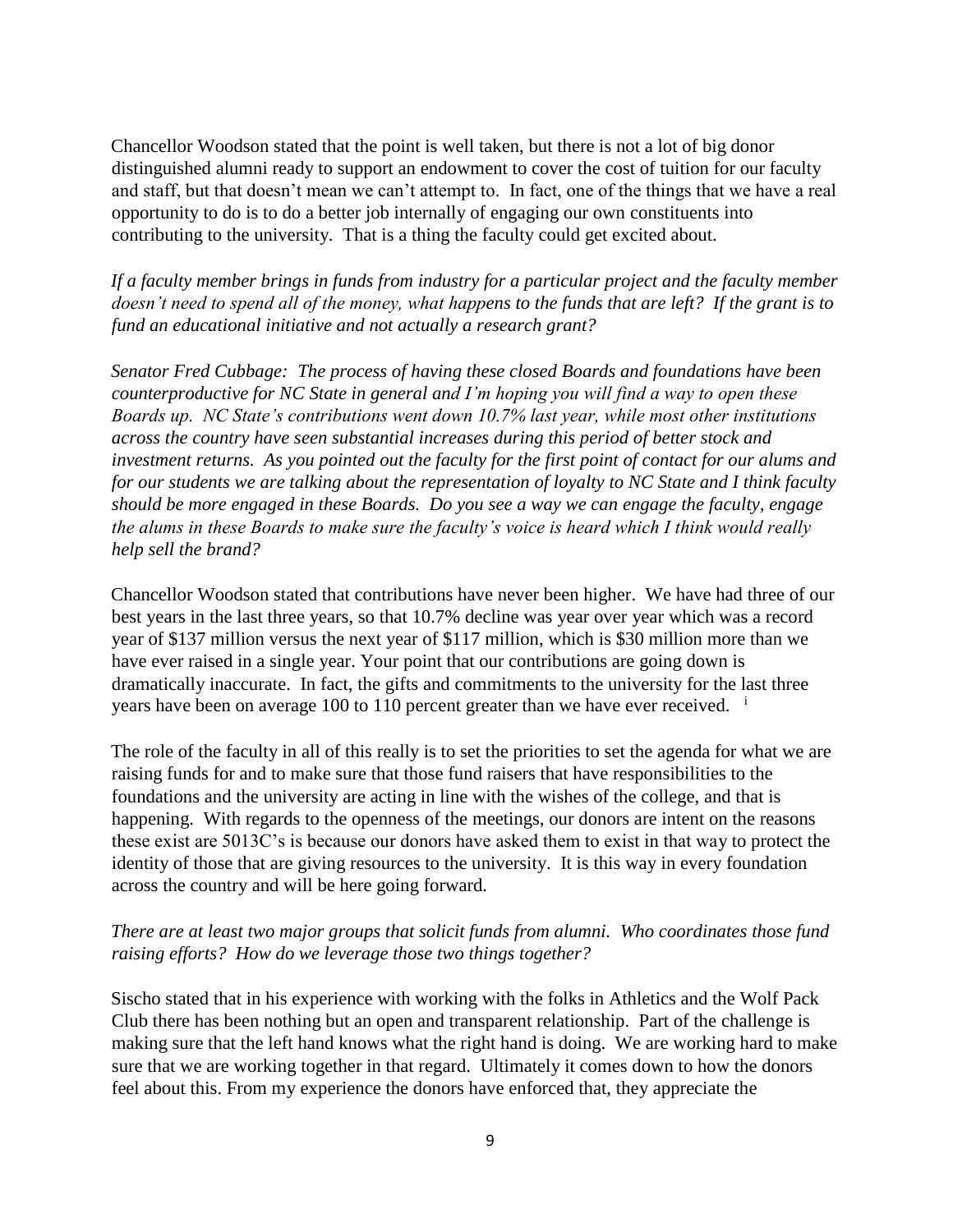Chancellor Woodson stated that the point is well taken, but there is not a lot of big donor distinguished alumni ready to support an endowment to cover the cost of tuition for our faculty and staff, but that doesn't mean we can't attempt to. In fact, one of the things that we have a real opportunity to do is to do a better job internally of engaging our own constituents into contributing to the university. That is a thing the faculty could get excited about.

*If a faculty member brings in funds from industry for a particular project and the faculty member doesn't need to spend all of the money, what happens to the funds that are left? If the grant is to fund an educational initiative and not actually a research grant?*

*Senator Fred Cubbage: The process of having these closed Boards and foundations have been counterproductive for NC State in general and I'm hoping you will find a way to open these Boards up. NC State's contributions went down 10.7% last year, while most other institutions across the country have seen substantial increases during this period of better stock and investment returns. As you pointed out the faculty for the first point of contact for our alums and for our students we are talking about the representation of loyalty to NC State and I think faculty should be more engaged in these Boards. Do you see a way we can engage the faculty, engage the alums in these Boards to make sure the faculty's voice is heard which I think would really help sell the brand?*

Chancellor Woodson stated that contributions have never been higher. We have had three of our best years in the last three years, so that 10.7% decline was year over year which was a record year of $137 million versus the next year of $117 million, which is $30 million more than we have ever raised in a single year. Your point that our contributions are going down is dramatically inaccurate. In fact, the gifts and commitments to the university for the last three years have been on average 100 to 110 percent greater than we have ever received. [i]

The role of the faculty in all of this really is to set the priorities to set the agenda for what we are raising funds for and to make sure that those fund raisers that have responsibilities to the foundations and the university are acting in line with the wishes of the college, and that is happening. With regards to the openness of the meetings, our donors are intent on the reasons these exist are 5013C's is because our donors have asked them to exist in that way to protect the identity of those that are giving resources to the university. It is this way in every foundation across the country and will be here going forward.

*There are at least two major groups that solicit funds from alumni. Who coordinates those fund raising efforts? How do we leverage those two things together?*

Sischo stated that in his experience with working with the folks in Athletics and the Wolf Pack Club there has been nothing but an open and transparent relationship. Part of the challenge is making sure that the left hand knows what the right hand is doing. We are working hard to make sure that we are working together in that regard. Ultimately it comes down to how the donors feel about this. From my experience the donors have enforced that, they appreciate the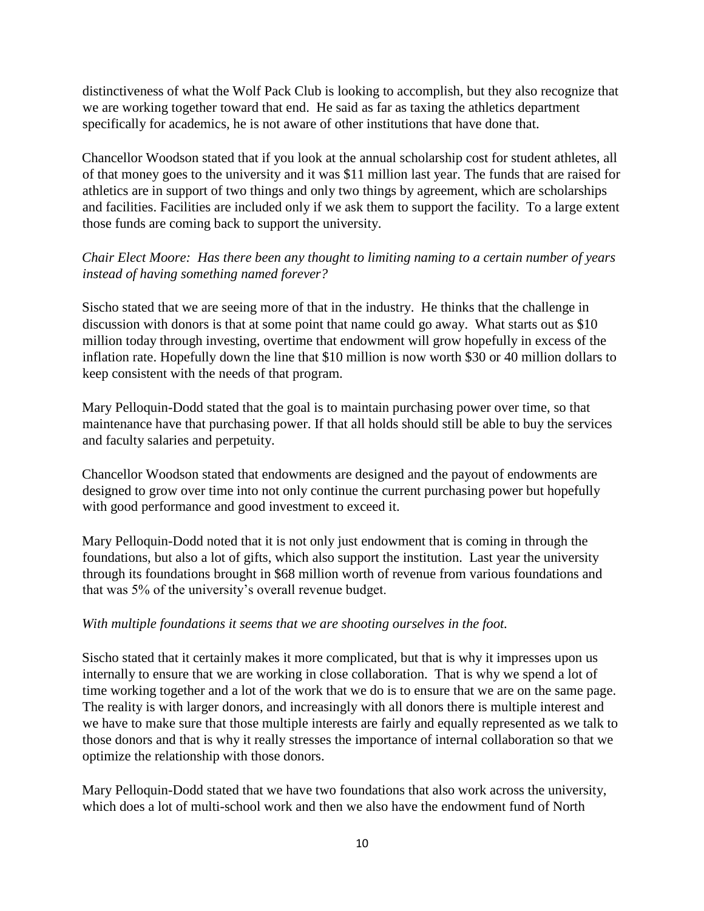distinctiveness of what the Wolf Pack Club is looking to accomplish, but they also recognize that we are working together toward that end. He said as far as taxing the athletics department specifically for academics, he is not aware of other institutions that have done that.

Chancellor Woodson stated that if you look at the annual scholarship cost for student athletes, all of that money goes to the university and it was $11 million last year. The funds that are raised for athletics are in support of two things and only two things by agreement, which are scholarships and facilities. Facilities are included only if we ask them to support the facility. To a large extent those funds are coming back to support the university.

*Chair Elect Moore: Has there been any thought to limiting naming to a certain number of years instead of having something named forever?*

Sischo stated that we are seeing more of that in the industry. He thinks that the challenge in discussion with donors is that at some point that name could go away. What starts out as $10 million today through investing, overtime that endowment will grow hopefully in excess of the inflation rate. Hopefully down the line that $10 million is now worth $30 or 40 million dollars to keep consistent with the needs of that program.

Mary Pelloquin-Dodd stated that the goal is to maintain purchasing power over time, so that maintenance have that purchasing power. If that all holds should still be able to buy the services and faculty salaries and perpetuity.

Chancellor Woodson stated that endowments are designed and the payout of endowments are designed to grow over time into not only continue the current purchasing power but hopefully with good performance and good investment to exceed it.

Mary Pelloquin-Dodd noted that it is not only just endowment that is coming in through the foundations, but also a lot of gifts, which also support the institution. Last year the university through its foundations brought in $68 million worth of revenue from various foundations and that was 5% of the university's overall revenue budget.

*With multiple foundations it seems that we are shooting ourselves in the foot.*

Sischo stated that it certainly makes it more complicated, but that is why it impresses upon us internally to ensure that we are working in close collaboration. That is why we spend a lot of time working together and a lot of the work that we do is to ensure that we are on the same page. The reality is with larger donors, and increasingly with all donors there is multiple interest and we have to make sure that those multiple interests are fairly and equally represented as we talk to those donors and that is why it really stresses the importance of internal collaboration so that we optimize the relationship with those donors.

Mary Pelloquin-Dodd stated that we have two foundations that also work across the university, which does a lot of multi-school work and then we also have the endowment fund of North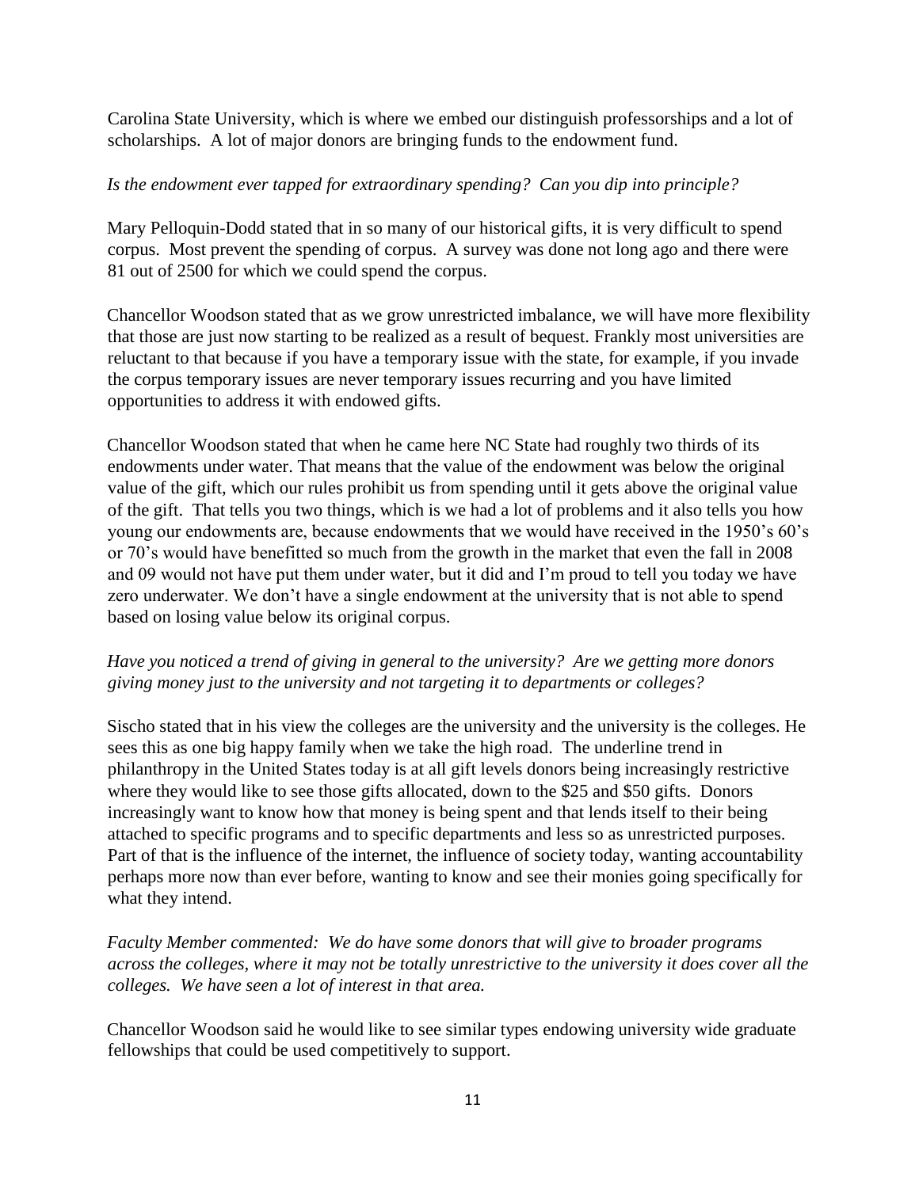Carolina State University, which is where we embed our distinguish professorships and a lot of scholarships. A lot of major donors are bringing funds to the endowment fund.

*Is the endowment ever tapped for extraordinary spending? Can you dip into principle?*

Mary Pelloquin-Dodd stated that in so many of our historical gifts, it is very difficult to spend corpus. Most prevent the spending of corpus. A survey was done not long ago and there were 81 out of 2500 for which we could spend the corpus.

Chancellor Woodson stated that as we grow unrestricted imbalance, we will have more flexibility that those are just now starting to be realized as a result of bequest. Frankly most universities are reluctant to that because if you have a temporary issue with the state, for example, if you invade the corpus temporary issues are never temporary issues recurring and you have limited opportunities to address it with endowed gifts.

Chancellor Woodson stated that when he came here NC State had roughly two thirds of its endowments under water. That means that the value of the endowment was below the original value of the gift, which our rules prohibit us from spending until it gets above the original value of the gift. That tells you two things, which is we had a lot of problems and it also tells you how young our endowments are, because endowments that we would have received in the 1950's 60's or 70's would have benefitted so much from the growth in the market that even the fall in 2008 and 09 would not have put them under water, but it did and I'm proud to tell you today we have zero underwater. We don't have a single endowment at the university that is not able to spend based on losing value below its original corpus.

*Have you noticed a trend of giving in general to the university? Are we getting more donors giving money just to the university and not targeting it to departments or colleges?*

Sischo stated that in his view the colleges are the university and the university is the colleges. He sees this as one big happy family when we take the high road. The underline trend in philanthropy in the United States today is at all gift levels donors being increasingly restrictive where they would like to see those gifts allocated, down to the $25 and $50 gifts. Donors increasingly want to know how that money is being spent and that lends itself to their being attached to specific programs and to specific departments and less so as unrestricted purposes. Part of that is the influence of the internet, the influence of society today, wanting accountability perhaps more now than ever before, wanting to know and see their monies going specifically for what they intend.

*Faculty Member commented: We do have some donors that will give to broader programs across the colleges, where it may not be totally unrestrictive to the university it does cover all the colleges. We have seen a lot of interest in that area.*

Chancellor Woodson said he would like to see similar types endowing university wide graduate fellowships that could be used competitively to support.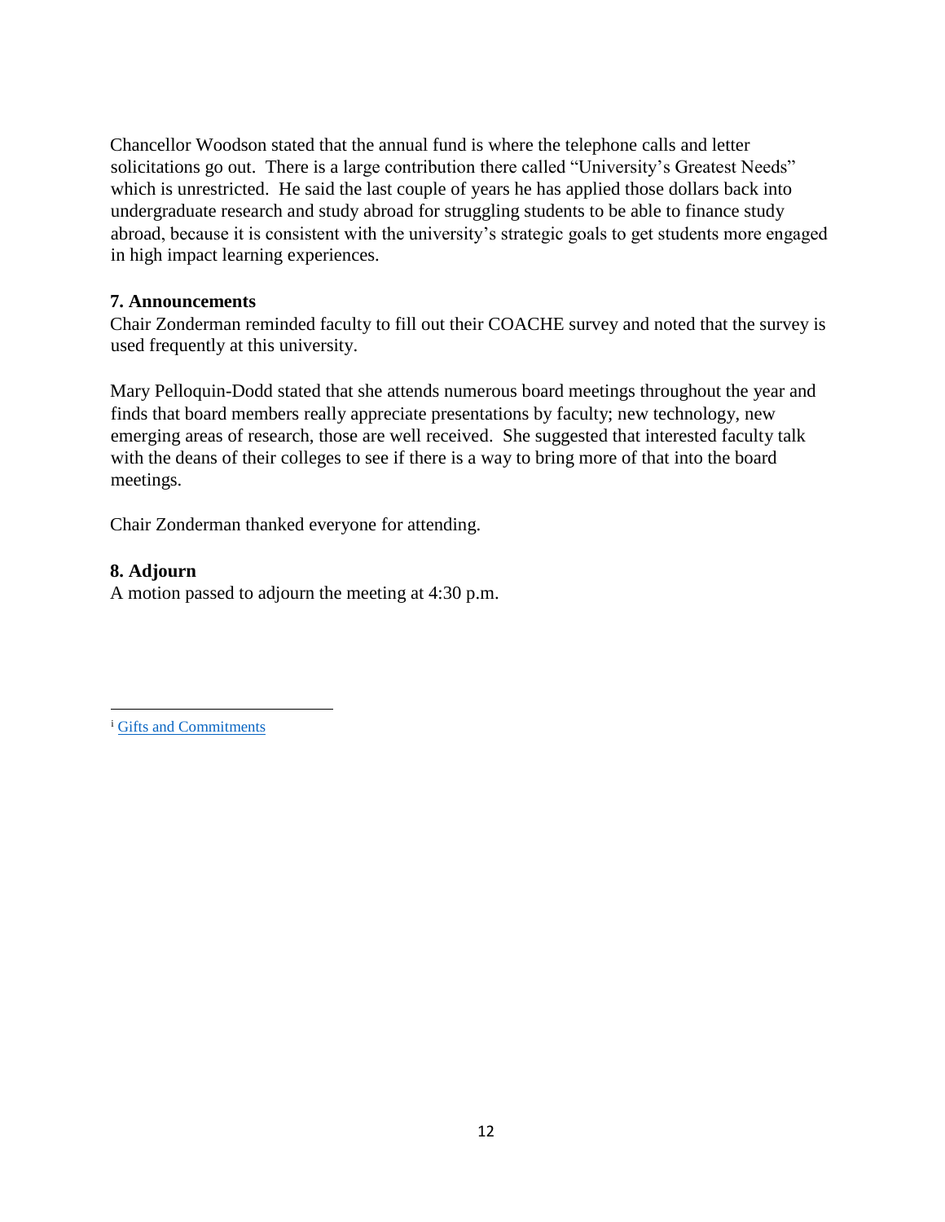Chancellor Woodson stated that the annual fund is where the telephone calls and letter solicitations go out. There is a large contribution there called "University's Greatest Needs" which is unrestricted. He said the last couple of years he has applied those dollars back into undergraduate research and study abroad for struggling students to be able to finance study abroad, because it is consistent with the university's strategic goals to get students more engaged in high impact learning experiences.

**7. Announcements**

Chair Zonderman reminded faculty to fill out their COACHE survey and noted that the survey is used frequently at this university.

Mary Pelloquin-Dodd stated that she attends numerous board meetings throughout the year and finds that board members really appreciate presentations by faculty; new technology, new emerging areas of research, those are well received. She suggested that interested faculty talk with the deans of their colleges to see if there is a way to bring more of that into the board meetings.

Chair Zonderman thanked everyone for attending.

**8. Adjourn**

A motion passed to adjourn the meeting at 4:30 p.m.

---

[i] Gifts and Commitments